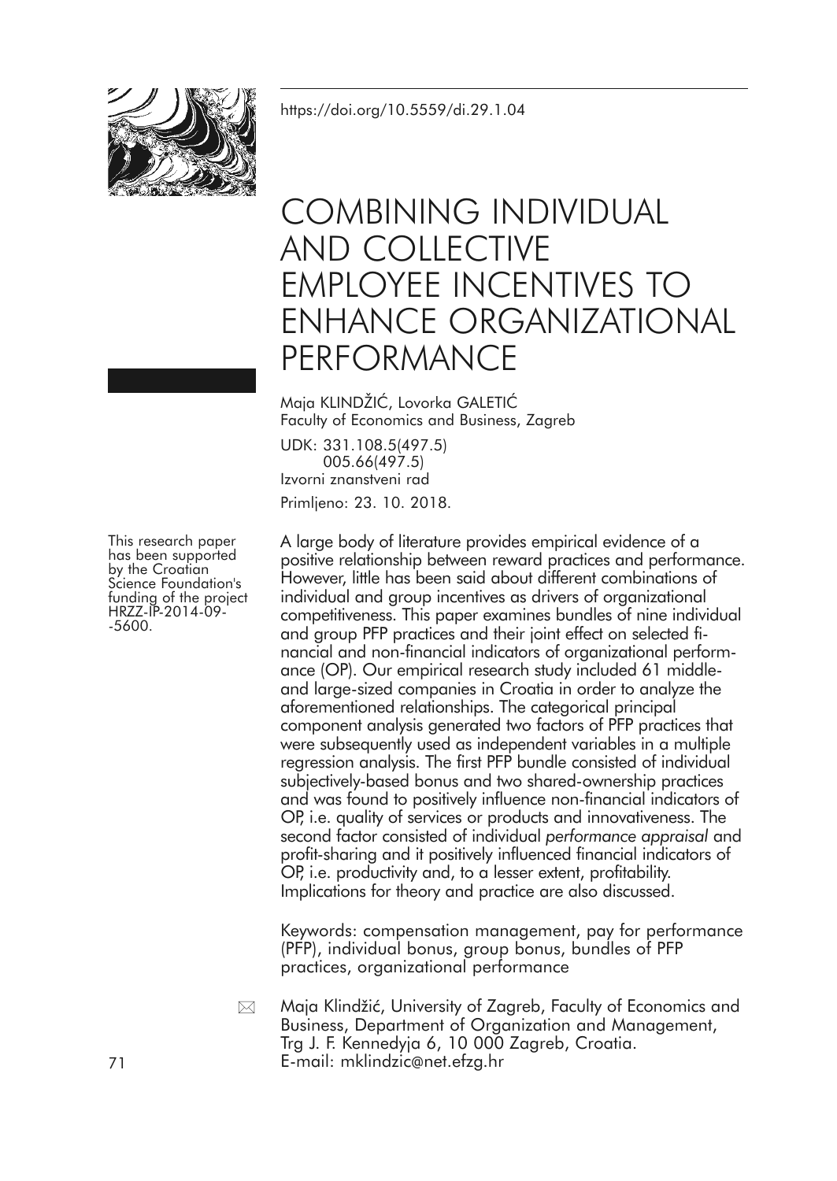https://doi.org/10.5559/di.29.1.04

# COMBINING INDIVIDUAL AND COLLECTIVE EMPLOYEE INCENTIVES TO ENHANCE ORGANIZATIONAL PERFORMANCE

Maja KLINDŽIĆ, Lovorka GALETIĆ
Faculty of Economics and Business, Zagreb

UDK: 331.108.5(497.5)
005.66(497.5)
Izvorni znanstveni rad

Primljeno: 23. 10. 2018.

This research paper has been supported by the Croatian Science Foundation's funding of the project HRZZ-IP-2014-09--5600.

A large body of literature provides empirical evidence of a positive relationship between reward practices and performance. However, little has been said about different combinations of individual and group incentives as drivers of organizational competitiveness. This paper examines bundles of nine individual and group PFP practices and their joint effect on selected financial and non-financial indicators of organizational performance (OP). Our empirical research study included 61 middle- and large-sized companies in Croatia in order to analyze the aforementioned relationships. The categorical principal component analysis generated two factors of PFP practices that were subsequently used as independent variables in a multiple regression analysis. The first PFP bundle consisted of individual subjectively-based bonus and two shared-ownership practices and was found to positively influence non-financial indicators of OP, i.e. quality of services or products and innovativeness. The second factor consisted of individual *performance appraisal* and profit-sharing and it positively influenced financial indicators of OP, i.e. productivity and, to a lesser extent, profitability. Implications for theory and practice are also discussed.

Keywords: compensation management, pay for performance (PFP), individual bonus, group bonus, bundles of PFP practices, organizational performance

Maja Klindžić, University of Zagreb, Faculty of Economics and Business, Department of Organization and Management, Trg J. F. Kennedyja 6, 10 000 Zagreb, Croatia.
E-mail: mklindzic@net.efzg.hr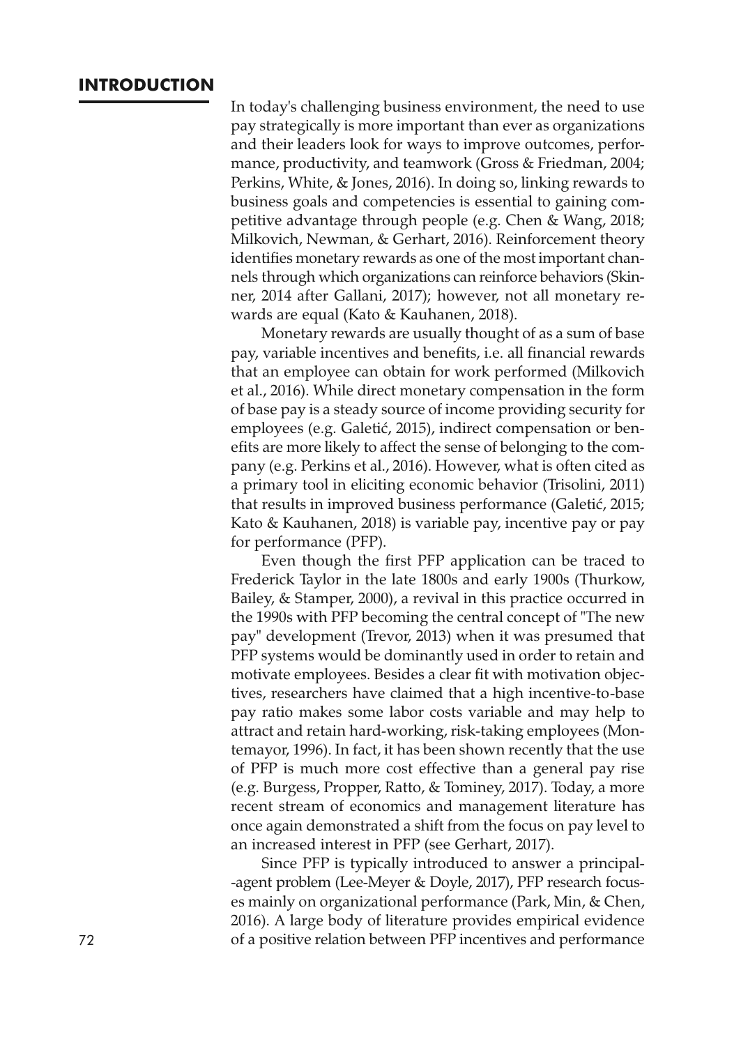## INTRODUCTION

In today's challenging business environment, the need to use pay strategically is more important than ever as organizations and their leaders look for ways to improve outcomes, performance, productivity, and teamwork (Gross & Friedman, 2004; Perkins, White, & Jones, 2016). In doing so, linking rewards to business goals and competencies is essential to gaining competitive advantage through people (e.g. Chen & Wang, 2018; Milkovich, Newman, & Gerhart, 2016). Reinforcement theory identifies monetary rewards as one of the most important channels through which organizations can reinforce behaviors (Skinner, 2014 after Gallani, 2017); however, not all monetary rewards are equal (Kato & Kauhanen, 2018).

Monetary rewards are usually thought of as a sum of base pay, variable incentives and benefits, i.e. all financial rewards that an employee can obtain for work performed (Milkovich et al., 2016). While direct monetary compensation in the form of base pay is a steady source of income providing security for employees (e.g. Galetić, 2015), indirect compensation or benefits are more likely to affect the sense of belonging to the company (e.g. Perkins et al., 2016). However, what is often cited as a primary tool in eliciting economic behavior (Trisolini, 2011) that results in improved business performance (Galetić, 2015; Kato & Kauhanen, 2018) is variable pay, incentive pay or pay for performance (PFP).

Even though the first PFP application can be traced to Frederick Taylor in the late 1800s and early 1900s (Thurkow, Bailey, & Stamper, 2000), a revival in this practice occurred in the 1990s with PFP becoming the central concept of "The new pay" development (Trevor, 2013) when it was presumed that PFP systems would be dominantly used in order to retain and motivate employees. Besides a clear fit with motivation objectives, researchers have claimed that a high incentive-to-base pay ratio makes some labor costs variable and may help to attract and retain hard-working, risk-taking employees (Montemayor, 1996). In fact, it has been shown recently that the use of PFP is much more cost effective than a general pay rise (e.g. Burgess, Propper, Ratto, & Tominey, 2017). Today, a more recent stream of economics and management literature has once again demonstrated a shift from the focus on pay level to an increased interest in PFP (see Gerhart, 2017).

Since PFP is typically introduced to answer a principal-agent problem (Lee-Meyer & Doyle, 2017), PFP research focuses mainly on organizational performance (Park, Min, & Chen, 2016). A large body of literature provides empirical evidence of a positive relation between PFP incentives and performance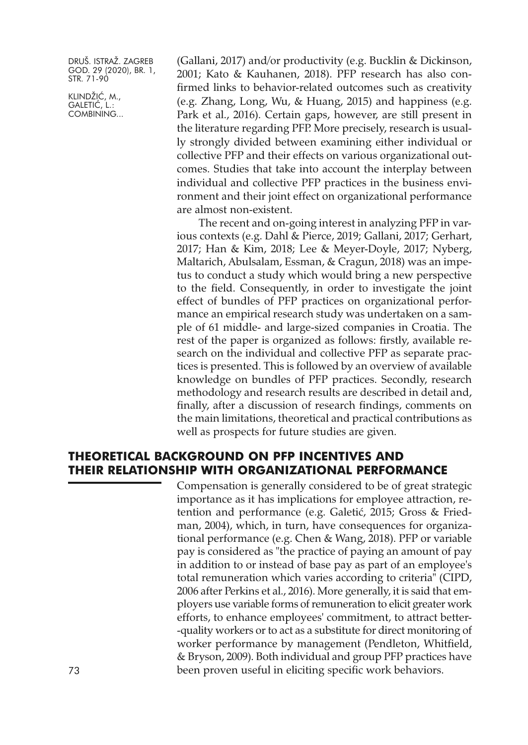(Gallani, 2017) and/or productivity (e.g. Bucklin & Dickinson, 2001; Kato & Kauhanen, 2018). PFP research has also confirmed links to behavior-related outcomes such as creativity (e.g. Zhang, Long, Wu, & Huang, 2015) and happiness (e.g. Park et al., 2016). Certain gaps, however, are still present in the literature regarding PFP. More precisely, research is usually strongly divided between examining either individual or collective PFP and their effects on various organizational outcomes. Studies that take into account the interplay between individual and collective PFP practices in the business environment and their joint effect on organizational performance are almost non-existent.

The recent and on-going interest in analyzing PFP in various contexts (e.g. Dahl & Pierce, 2019; Gallani, 2017; Gerhart, 2017; Han & Kim, 2018; Lee & Meyer-Doyle, 2017; Nyberg, Maltarich, Abulsalam, Essman, & Cragun, 2018) was an impetus to conduct a study which would bring a new perspective to the field. Consequently, in order to investigate the joint effect of bundles of PFP practices on organizational performance an empirical research study was undertaken on a sample of 61 middle- and large-sized companies in Croatia. The rest of the paper is organized as follows: firstly, available research on the individual and collective PFP as separate practices is presented. This is followed by an overview of available knowledge on bundles of PFP practices. Secondly, research methodology and research results are described in detail and, finally, after a discussion of research findings, comments on the main limitations, theoretical and practical contributions as well as prospects for future studies are given.

## THEORETICAL BACKGROUND ON PFP INCENTIVES AND THEIR RELATIONSHIP WITH ORGANIZATIONAL PERFORMANCE

Compensation is generally considered to be of great strategic importance as it has implications for employee attraction, retention and performance (e.g. Galetić, 2015; Gross & Friedman, 2004), which, in turn, have consequences for organizational performance (e.g. Chen & Wang, 2018). PFP or variable pay is considered as "the practice of paying an amount of pay in addition to or instead of base pay as part of an employee's total remuneration which varies according to criteria" (CIPD, 2006 after Perkins et al., 2016). More generally, it is said that employers use variable forms of remuneration to elicit greater work efforts, to enhance employees' commitment, to attract better-quality workers or to act as a substitute for direct monitoring of worker performance by management (Pendleton, Whitfield, & Bryson, 2009). Both individual and group PFP practices have been proven useful in eliciting specific work behaviors.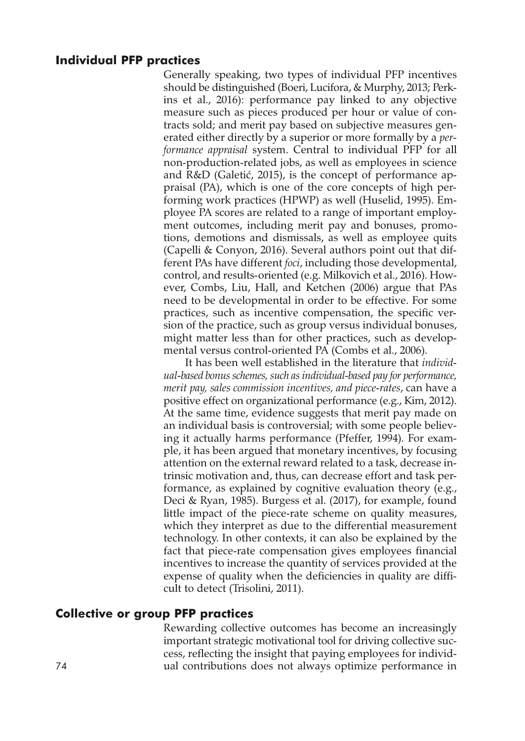## Individual PFP practices

Generally speaking, two types of individual PFP incentives should be distinguished (Boeri, Lucifora, & Murphy, 2013; Perkins et al., 2016): performance pay linked to any objective measure such as pieces produced per hour or value of contracts sold; and merit pay based on subjective measures generated either directly by a superior or more formally by a *performance appraisal* system. Central to individual PFP for all non-production-related jobs, as well as employees in science and R&D (Galetić, 2015), is the concept of performance appraisal (PA), which is one of the core concepts of high performing work practices (HPWP) as well (Huselid, 1995). Employee PA scores are related to a range of important employment outcomes, including merit pay and bonuses, promotions, demotions and dismissals, as well as employee quits (Capelli & Conyon, 2016). Several authors point out that different PAs have different *foci*, including those developmental, control, and results-oriented (e.g. Milkovich et al., 2016). However, Combs, Liu, Hall, and Ketchen (2006) argue that PAs need to be developmental in order to be effective. For some practices, such as incentive compensation, the specific version of the practice, such as group versus individual bonuses, might matter less than for other practices, such as developmental versus control-oriented PA (Combs et al., 2006).

It has been well established in the literature that *individual-based bonus schemes, such as individual-based pay for performance, merit pay, sales commission incentives, and piece-rates*, can have a positive effect on organizational performance (e.g., Kim, 2012). At the same time, evidence suggests that merit pay made on an individual basis is controversial; with some people believing it actually harms performance (Pfeffer, 1994). For example, it has been argued that monetary incentives, by focusing attention on the external reward related to a task, decrease intrinsic motivation and, thus, can decrease effort and task performance, as explained by cognitive evaluation theory (e.g., Deci & Ryan, 1985). Burgess et al. (2017), for example, found little impact of the piece-rate scheme on quality measures, which they interpret as due to the differential measurement technology. In other contexts, it can also be explained by the fact that piece-rate compensation gives employees financial incentives to increase the quantity of services provided at the expense of quality when the deficiencies in quality are difficult to detect (Trisolini, 2011).

## Collective or group PFP practices

Rewarding collective outcomes has become an increasingly important strategic motivational tool for driving collective success, reflecting the insight that paying employees for individual contributions does not always optimize performance in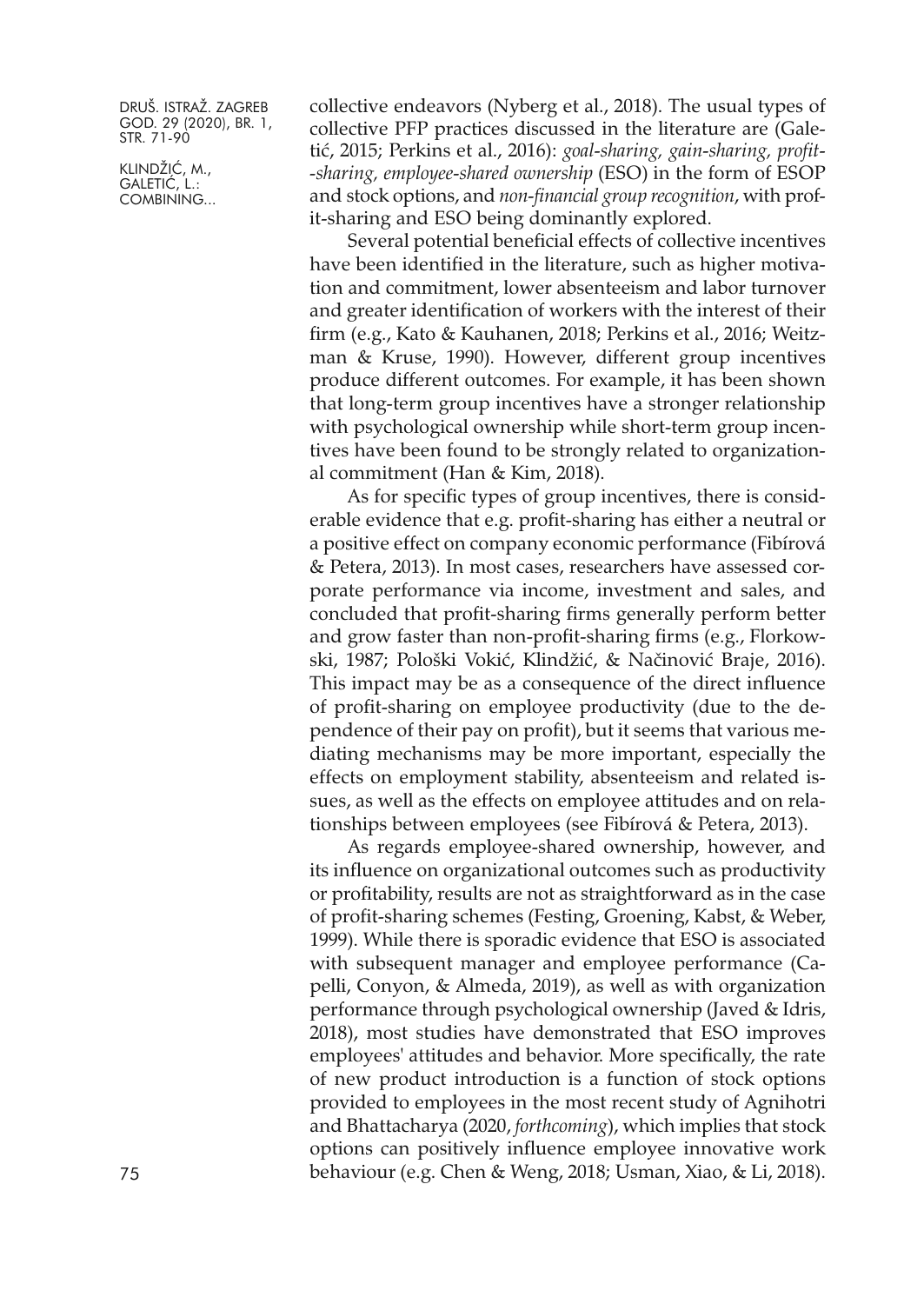collective endeavors (Nyberg et al., 2018). The usual types of collective PFP practices discussed in the literature are (Galetić, 2015; Perkins et al., 2016): *goal-sharing, gain-sharing, profit-sharing, employee-shared ownership* (ESO) in the form of ESOP and stock options, and *non-financial group recognition*, with profit-sharing and ESO being dominantly explored.

Several potential beneficial effects of collective incentives have been identified in the literature, such as higher motivation and commitment, lower absenteeism and labor turnover and greater identification of workers with the interest of their firm (e.g., Kato & Kauhanen, 2018; Perkins et al., 2016; Weitzman & Kruse, 1990). However, different group incentives produce different outcomes. For example, it has been shown that long-term group incentives have a stronger relationship with psychological ownership while short-term group incentives have been found to be strongly related to organizational commitment (Han & Kim, 2018).

As for specific types of group incentives, there is considerable evidence that e.g. profit-sharing has either a neutral or a positive effect on company economic performance (Fibírová & Petera, 2013). In most cases, researchers have assessed corporate performance via income, investment and sales, and concluded that profit-sharing firms generally perform better and grow faster than non-profit-sharing firms (e.g., Florkowski, 1987; Pološki Vokić, Klindžić, & Načinović Braje, 2016). This impact may be as a consequence of the direct influence of profit-sharing on employee productivity (due to the dependence of their pay on profit), but it seems that various mediating mechanisms may be more important, especially the effects on employment stability, absenteeism and related issues, as well as the effects on employee attitudes and on relationships between employees (see Fibírová & Petera, 2013).

As regards employee-shared ownership, however, and its influence on organizational outcomes such as productivity or profitability, results are not as straightforward as in the case of profit-sharing schemes (Festing, Groening, Kabst, & Weber, 1999). While there is sporadic evidence that ESO is associated with subsequent manager and employee performance (Capelli, Conyon, & Almeda, 2019), as well as with organization performance through psychological ownership (Javed & Idris, 2018), most studies have demonstrated that ESO improves employees' attitudes and behavior. More specifically, the rate of new product introduction is a function of stock options provided to employees in the most recent study of Agnihotri and Bhattacharya (2020, *forthcoming*), which implies that stock options can positively influence employee innovative work behaviour (e.g. Chen & Weng, 2018; Usman, Xiao, & Li, 2018).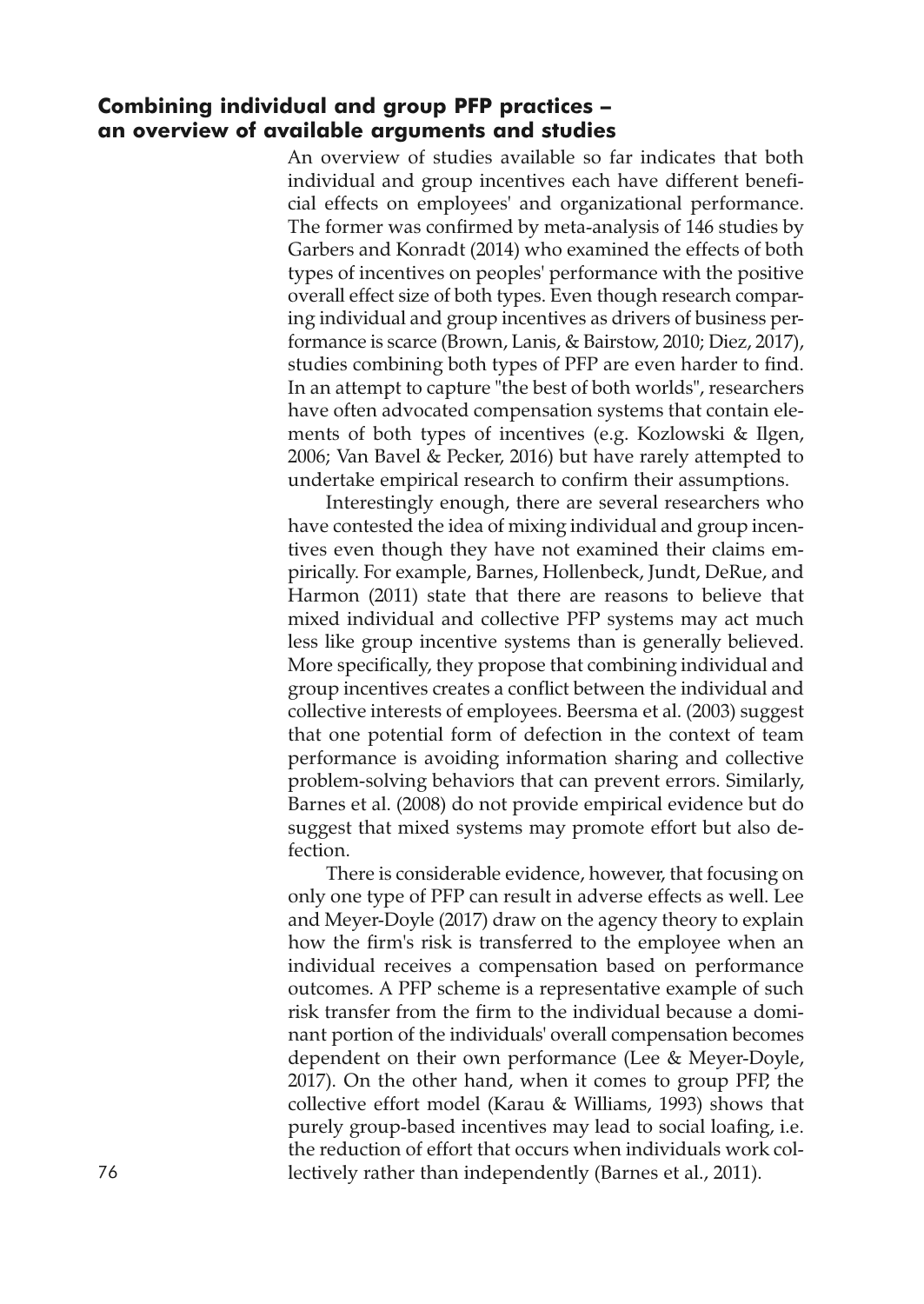## Combining individual and group PFP practices – an overview of available arguments and studies

An overview of studies available so far indicates that both individual and group incentives each have different beneficial effects on employees' and organizational performance. The former was confirmed by meta-analysis of 146 studies by Garbers and Konradt (2014) who examined the effects of both types of incentives on peoples' performance with the positive overall effect size of both types. Even though research comparing individual and group incentives as drivers of business performance is scarce (Brown, Lanis, & Bairstow, 2010; Diez, 2017), studies combining both types of PFP are even harder to find. In an attempt to capture "the best of both worlds", researchers have often advocated compensation systems that contain elements of both types of incentives (e.g. Kozlowski & Ilgen, 2006; Van Bavel & Pecker, 2016) but have rarely attempted to undertake empirical research to confirm their assumptions.

Interestingly enough, there are several researchers who have contested the idea of mixing individual and group incentives even though they have not examined their claims empirically. For example, Barnes, Hollenbeck, Jundt, DeRue, and Harmon (2011) state that there are reasons to believe that mixed individual and collective PFP systems may act much less like group incentive systems than is generally believed. More specifically, they propose that combining individual and group incentives creates a conflict between the individual and collective interests of employees. Beersma et al. (2003) suggest that one potential form of defection in the context of team performance is avoiding information sharing and collective problem-solving behaviors that can prevent errors. Similarly, Barnes et al. (2008) do not provide empirical evidence but do suggest that mixed systems may promote effort but also defection.

There is considerable evidence, however, that focusing on only one type of PFP can result in adverse effects as well. Lee and Meyer-Doyle (2017) draw on the agency theory to explain how the firm's risk is transferred to the employee when an individual receives a compensation based on performance outcomes. A PFP scheme is a representative example of such risk transfer from the firm to the individual because a dominant portion of the individuals' overall compensation becomes dependent on their own performance (Lee & Meyer-Doyle, 2017). On the other hand, when it comes to group PFP, the collective effort model (Karau & Williams, 1993) shows that purely group-based incentives may lead to social loafing, i.e. the reduction of effort that occurs when individuals work collectively rather than independently (Barnes et al., 2011).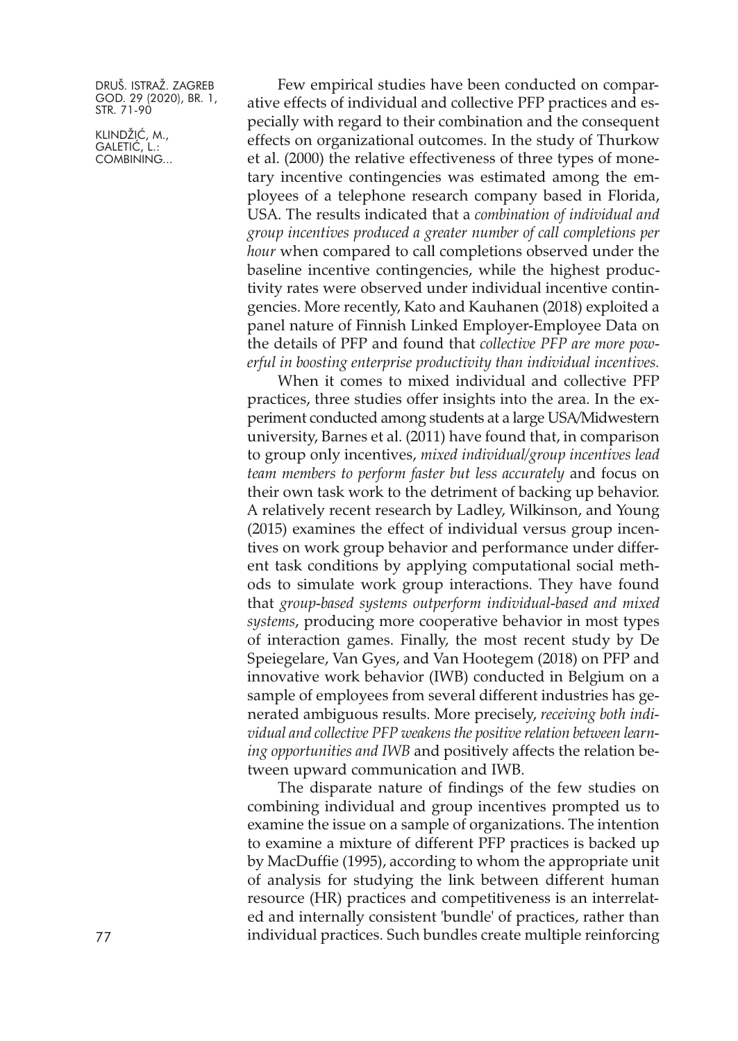Few empirical studies have been conducted on comparative effects of individual and collective PFP practices and especially with regard to their combination and the consequent effects on organizational outcomes. In the study of Thurkow et al. (2000) the relative effectiveness of three types of monetary incentive contingencies was estimated among the employees of a telephone research company based in Florida, USA. The results indicated that a *combination of individual and group incentives produced a greater number of call completions per hour* when compared to call completions observed under the baseline incentive contingencies, while the highest productivity rates were observed under individual incentive contingencies. More recently, Kato and Kauhanen (2018) exploited a panel nature of Finnish Linked Employer-Employee Data on the details of PFP and found that *collective PFP are more powerful in boosting enterprise productivity than individual incentives.*

When it comes to mixed individual and collective PFP practices, three studies offer insights into the area. In the experiment conducted among students at a large USA/Midwestern university, Barnes et al. (2011) have found that, in comparison to group only incentives, *mixed individual/group incentives lead team members to perform faster but less accurately* and focus on their own task work to the detriment of backing up behavior. A relatively recent research by Ladley, Wilkinson, and Young (2015) examines the effect of individual versus group incentives on work group behavior and performance under different task conditions by applying computational social methods to simulate work group interactions. They have found that *group-based systems outperform individual-based and mixed systems*, producing more cooperative behavior in most types of interaction games. Finally, the most recent study by De Speiegelare, Van Gyes, and Van Hootegem (2018) on PFP and innovative work behavior (IWB) conducted in Belgium on a sample of employees from several different industries has generated ambiguous results. More precisely, *receiving both individual and collective PFP weakens the positive relation between learning opportunities and IWB* and positively affects the relation between upward communication and IWB.

The disparate nature of findings of the few studies on combining individual and group incentives prompted us to examine the issue on a sample of organizations. The intention to examine a mixture of different PFP practices is backed up by MacDuffie (1995), according to whom the appropriate unit of analysis for studying the link between different human resource (HR) practices and competitiveness is an interrelated and internally consistent 'bundle' of practices, rather than individual practices. Such bundles create multiple reinforcing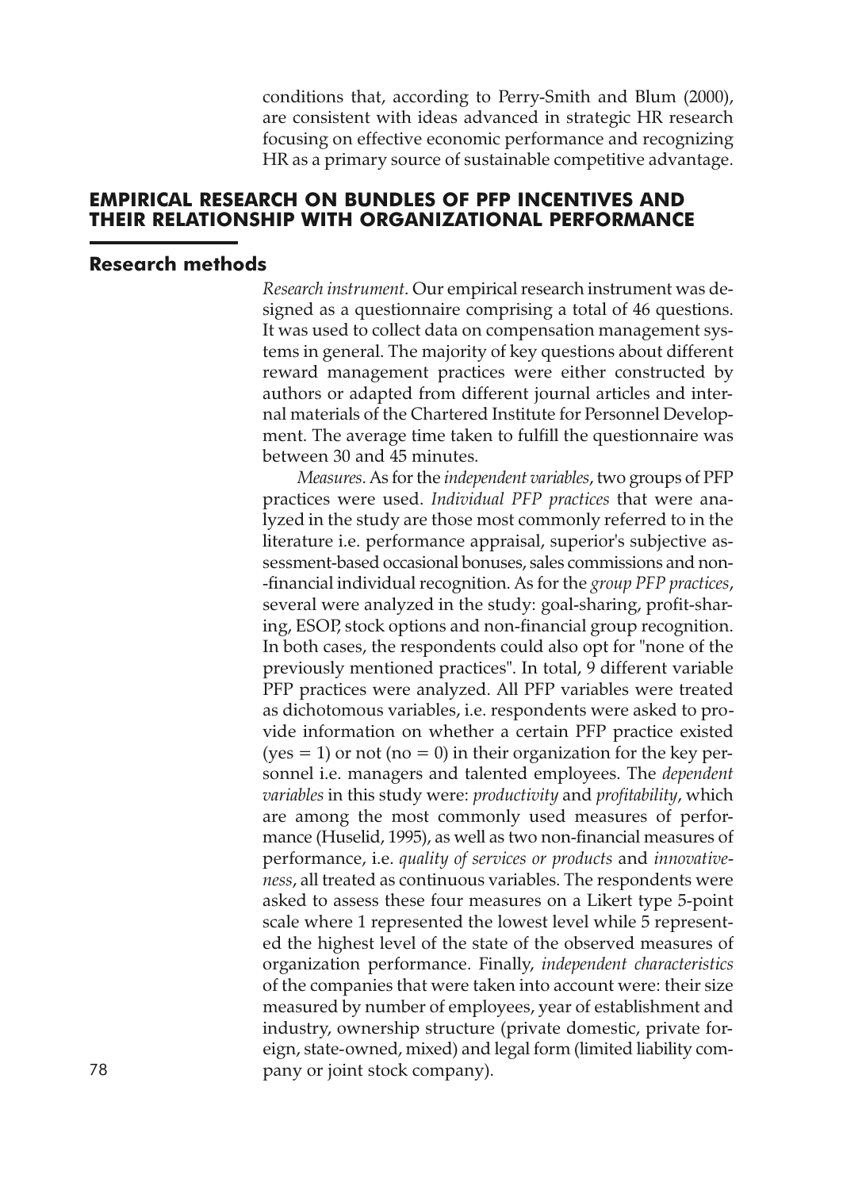conditions that, according to Perry-Smith and Blum (2000), are consistent with ideas advanced in strategic HR research focusing on effective economic performance and recognizing HR as a primary source of sustainable competitive advantage.

## EMPIRICAL RESEARCH ON BUNDLES OF PFP INCENTIVES AND THEIR RELATIONSHIP WITH ORGANIZATIONAL PERFORMANCE

### Research methods

*Research instrument*. Our empirical research instrument was designed as a questionnaire comprising a total of 46 questions. It was used to collect data on compensation management systems in general. The majority of key questions about different reward management practices were either constructed by authors or adapted from different journal articles and internal materials of the Chartered Institute for Personnel Development. The average time taken to fulfill the questionnaire was between 30 and 45 minutes.

*Measures*. As for the *independent variables*, two groups of PFP practices were used. *Individual PFP practices* that were analyzed in the study are those most commonly referred to in the literature i.e. performance appraisal, superior's subjective assessment-based occasional bonuses, sales commissions and non-financial individual recognition. As for the *group PFP practices*, several were analyzed in the study: goal-sharing, profit-sharing, ESOP, stock options and non-financial group recognition. In both cases, the respondents could also opt for "none of the previously mentioned practices". In total, 9 different variable PFP practices were analyzed. All PFP variables were treated as dichotomous variables, i.e. respondents were asked to provide information on whether a certain PFP practice existed (yes = 1) or not (no = 0) in their organization for the key personnel i.e. managers and talented employees. The *dependent variables* in this study were: *productivity* and *profitability*, which are among the most commonly used measures of performance (Huselid, 1995), as well as two non-financial measures of performance, i.e. *quality of services or products* and *innovativeness*, all treated as continuous variables. The respondents were asked to assess these four measures on a Likert type 5-point scale where 1 represented the lowest level while 5 represented the highest level of the state of the observed measures of organization performance. Finally, *independent characteristics* of the companies that were taken into account were: their size measured by number of employees, year of establishment and industry, ownership structure (private domestic, private foreign, state-owned, mixed) and legal form (limited liability company or joint stock company).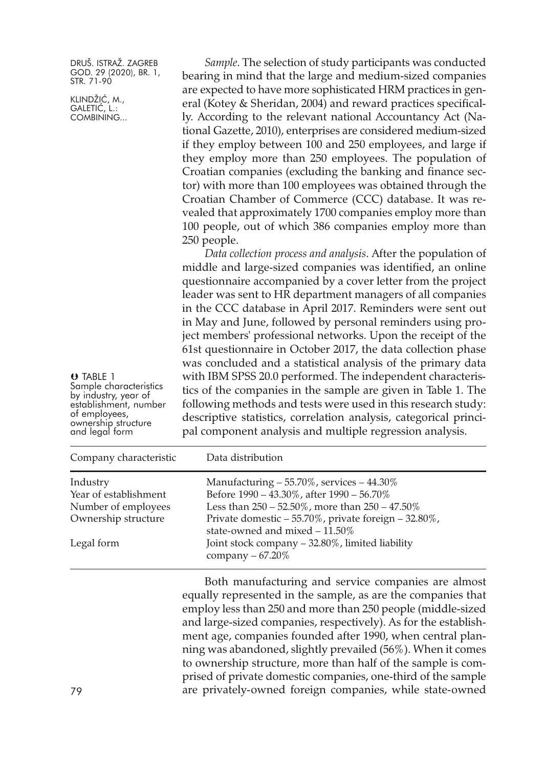*Sample*. The selection of study participants was conducted bearing in mind that the large and medium-sized companies are expected to have more sophisticated HRM practices in general (Kotey & Sheridan, 2004) and reward practices specifically. According to the relevant national Accountancy Act (National Gazette, 2010), enterprises are considered medium-sized if they employ between 100 and 250 employees, and large if they employ more than 250 employees. The population of Croatian companies (excluding the banking and finance sector) with more than 100 employees was obtained through the Croatian Chamber of Commerce (CCC) database. It was revealed that approximately 1700 companies employ more than 100 people, out of which 386 companies employ more than 250 people.

*Data collection process and analysis*. After the population of middle and large-sized companies was identified, an online questionnaire accompanied by a cover letter from the project leader was sent to HR department managers of all companies in the CCC database in April 2017. Reminders were sent out in May and June, followed by personal reminders using project members' professional networks. Upon the receipt of the 61st questionnaire in October 2017, the data collection phase was concluded and a statistical analysis of the primary data with IBM SPSS 20.0 performed. The independent characteristics of the companies in the sample are given in Table 1. The following methods and tests were used in this research study: descriptive statistics, correlation analysis, categorical principal component analysis and multiple regression analysis.

TABLE 1
Sample characteristics by industry, year of establishment, number of employees, ownership structure and legal form

| Company characteristic | Data distribution |
|---|---|
| Industry | Manufacturing – 55.70%, services – 44.30% |
| Year of establishment | Before 1990 – 43.30%, after 1990 – 56.70% |
| Number of employees | Less than 250 – 52.50%, more than 250 – 47.50% |
| Ownership structure | Private domestic – 55.70%, private foreign – 32.80%, state-owned and mixed – 11.50% |
| Legal form | Joint stock company – 32.80%, limited liability company – 67.20% |

Both manufacturing and service companies are almost equally represented in the sample, as are the companies that employ less than 250 and more than 250 people (middle-sized and large-sized companies, respectively). As for the establishment age, companies founded after 1990, when central planning was abandoned, slightly prevailed (56%). When it comes to ownership structure, more than half of the sample is comprised of private domestic companies, one-third of the sample are privately-owned foreign companies, while state-owned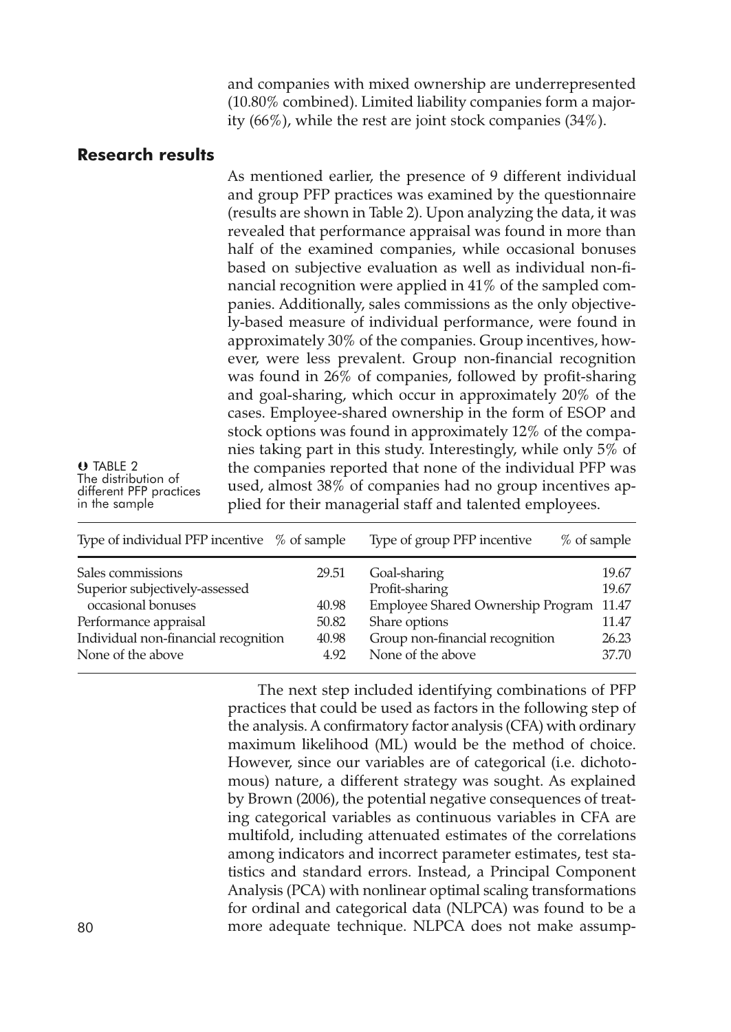and companies with mixed ownership are underrepresented (10.80% combined). Limited liability companies form a majority (66%), while the rest are joint stock companies (34%).

## Research results

As mentioned earlier, the presence of 9 different individual and group PFP practices was examined by the questionnaire (results are shown in Table 2). Upon analyzing the data, it was revealed that performance appraisal was found in more than half of the examined companies, while occasional bonuses based on subjective evaluation as well as individual non-financial recognition were applied in 41% of the sampled companies. Additionally, sales commissions as the only objectively-based measure of individual performance, were found in approximately 30% of the companies. Group incentives, however, were less prevalent. Group non-financial recognition was found in 26% of companies, followed by profit-sharing and goal-sharing, which occur in approximately 20% of the cases. Employee-shared ownership in the form of ESOP and stock options was found in approximately 12% of the companies taking part in this study. Interestingly, while only 5% of the companies reported that none of the individual PFP was used, almost 38% of companies had no group incentives applied for their managerial staff and talented employees.

TABLE 2
The distribution of different PFP practices in the sample

| Type of individual PFP incentive | % of sample | Type of group PFP incentive | % of sample |
|---|---|---|---|
| Sales commissions | 29.51 | Goal-sharing | 19.67 |
| Superior subjectively-assessed occasional bonuses | 40.98 | Profit-sharing | 19.67 |
| Performance appraisal | 50.82 | Employee Shared Ownership Program | 11.47 |
| Individual non-financial recognition | 40.98 | Share options | 11.47 |
| None of the above | 4.92 | Group non-financial recognition | 26.23 |
| | | None of the above | 37.70 |

The next step included identifying combinations of PFP practices that could be used as factors in the following step of the analysis. A confirmatory factor analysis (CFA) with ordinary maximum likelihood (ML) would be the method of choice. However, since our variables are of categorical (i.e. dichotomous) nature, a different strategy was sought. As explained by Brown (2006), the potential negative consequences of treating categorical variables as continuous variables in CFA are multifold, including attenuated estimates of the correlations among indicators and incorrect parameter estimates, test statistics and standard errors. Instead, a Principal Component Analysis (PCA) with nonlinear optimal scaling transformations for ordinal and categorical data (NLPCA) was found to be a more adequate technique. NLPCA does not make assump-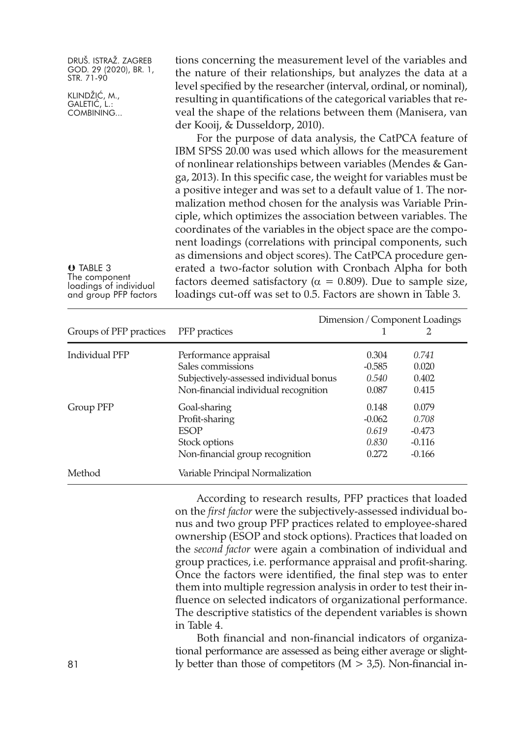tions concerning the measurement level of the variables and the nature of their relationships, but analyzes the data at a level specified by the researcher (interval, ordinal, or nominal), resulting in quantifications of the categorical variables that reveal the shape of the relations between them (Manisera, van der Kooij, & Dusseldorp, 2010).

For the purpose of data analysis, the CatPCA feature of IBM SPSS 20.00 was used which allows for the measurement of nonlinear relationships between variables (Mendes & Ganga, 2013). In this specific case, the weight for variables must be a positive integer and was set to a default value of 1. The normalization method chosen for the analysis was Variable Principle, which optimizes the association between variables. The coordinates of the variables in the object space are the component loadings (correlations with principal components, such as dimensions and object scores). The CatPCA procedure generated a two-factor solution with Cronbach Alpha for both factors deemed satisfactory ($\alpha = 0.809$). Due to sample size, loadings cut-off was set to 0.5. Factors are shown in Table 3.

TABLE 3
The component loadings of individual and group PFP factors

| Groups of PFP practices | PFP practices | Dimension / Component Loadings 1 | 2 |
|---|---|---|---|
| Individual PFP | Performance appraisal | 0.304 | *0.741* |
| | Sales commissions | -0.585 | 0.020 |
| | Subjectively-assessed individual bonus | *0.540* | 0.402 |
| | Non-financial individual recognition | 0.087 | 0.415 |
| Group PFP | Goal-sharing | 0.148 | 0.079 |
| | Profit-sharing | -0.062 | *0.708* |
| | ESOP | *0.619* | -0.473 |
| | Stock options | *0.830* | -0.116 |
| | Non-financial group recognition | 0.272 | -0.166 |
| Method | Variable Principal Normalization | | |

According to research results, PFP practices that loaded on the *first factor* were the subjectively-assessed individual bonus and two group PFP practices related to employee-shared ownership (ESOP and stock options). Practices that loaded on the *second factor* were again a combination of individual and group practices, i.e. performance appraisal and profit-sharing. Once the factors were identified, the final step was to enter them into multiple regression analysis in order to test their influence on selected indicators of organizational performance. The descriptive statistics of the dependent variables is shown in Table 4.

Both financial and non-financial indicators of organizational performance are assessed as being either average or slightly better than those of competitors ($M > 3{,}5$). Non-financial in-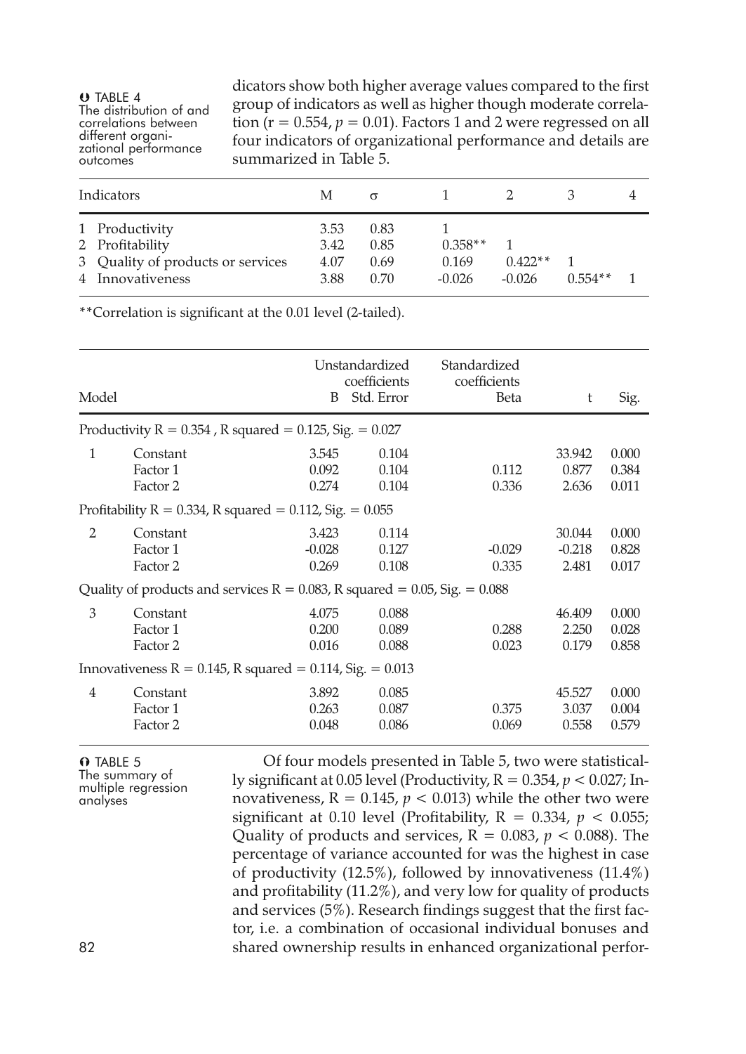dicators show both higher average values compared to the first group of indicators as well as higher though moderate correlation ($r = 0.554$, $p = 0.01$). Factors 1 and 2 were regressed on all four indicators of organizational performance and details are summarized in Table 5.

TABLE 4 The distribution of and correlations between different organizational performance outcomes

| Indicators | M | σ | 1 | 2 | 3 | 4 |
|---|---|---|---|---|---|---|
| 1 Productivity | 3.53 | 0.83 | 1 | | | |
| 2 Profitability | 3.42 | 0.85 | 0.358** | 1 | | |
| 3 Quality of products or services | 4.07 | 0.69 | 0.169 | 0.422** | 1 | |
| 4 Innovativeness | 3.88 | 0.70 | -0.026 | -0.026 | 0.554** | 1 |

**Correlation is significant at the 0.01 level (2-tailed).

| Model | | Unstandardized coefficients B | Std. Error | Standardized coefficients Beta | t | Sig. |
|---|---|---|---|---|---|---|
| Productivity R = 0.354 , R squared = 0.125, Sig. = 0.027 | | | | | | |
| 1 | Constant | 3.545 | 0.104 | | 33.942 | 0.000 |
| | Factor 1 | 0.092 | 0.104 | 0.112 | 0.877 | 0.384 |
| | Factor 2 | 0.274 | 0.104 | 0.336 | 2.636 | 0.011 |
| Profitability R = 0.334, R squared = 0.112, Sig. = 0.055 | | | | | | |
| 2 | Constant | 3.423 | 0.114 | | 30.044 | 0.000 |
| | Factor 1 | -0.028 | 0.127 | -0.029 | -0.218 | 0.828 |
| | Factor 2 | 0.269 | 0.108 | 0.335 | 2.481 | 0.017 |
| Quality of products and services R = 0.083, R squared = 0.05, Sig. = 0.088 | | | | | | |
| 3 | Constant | 4.075 | 0.088 | | 46.409 | 0.000 |
| | Factor 1 | 0.200 | 0.089 | 0.288 | 2.250 | 0.028 |
| | Factor 2 | 0.016 | 0.088 | 0.023 | 0.179 | 0.858 |
| Innovativeness R = 0.145, R squared = 0.114, Sig. = 0.013 | | | | | | |
| 4 | Constant | 3.892 | 0.085 | | 45.527 | 0.000 |
| | Factor 1 | 0.263 | 0.087 | 0.375 | 3.037 | 0.004 |
| | Factor 2 | 0.048 | 0.086 | 0.069 | 0.558 | 0.579 |

TABLE 5 The summary of multiple regression analyses

Of four models presented in Table 5, two were statistically significant at 0.05 level (Productivity, $R = 0.354$, $p < 0.027$; Innovativeness, $R = 0.145$, $p < 0.013$) while the other two were significant at 0.10 level (Profitability, $R = 0.334$, $p < 0.055$; Quality of products and services, $R = 0.083$, $p < 0.088$). The percentage of variance accounted for was the highest in case of productivity (12.5%), followed by innovativeness (11.4%) and profitability (11.2%), and very low for quality of products and services (5%). Research findings suggest that the first factor, i.e. a combination of occasional individual bonuses and shared ownership results in enhanced organizational perfor-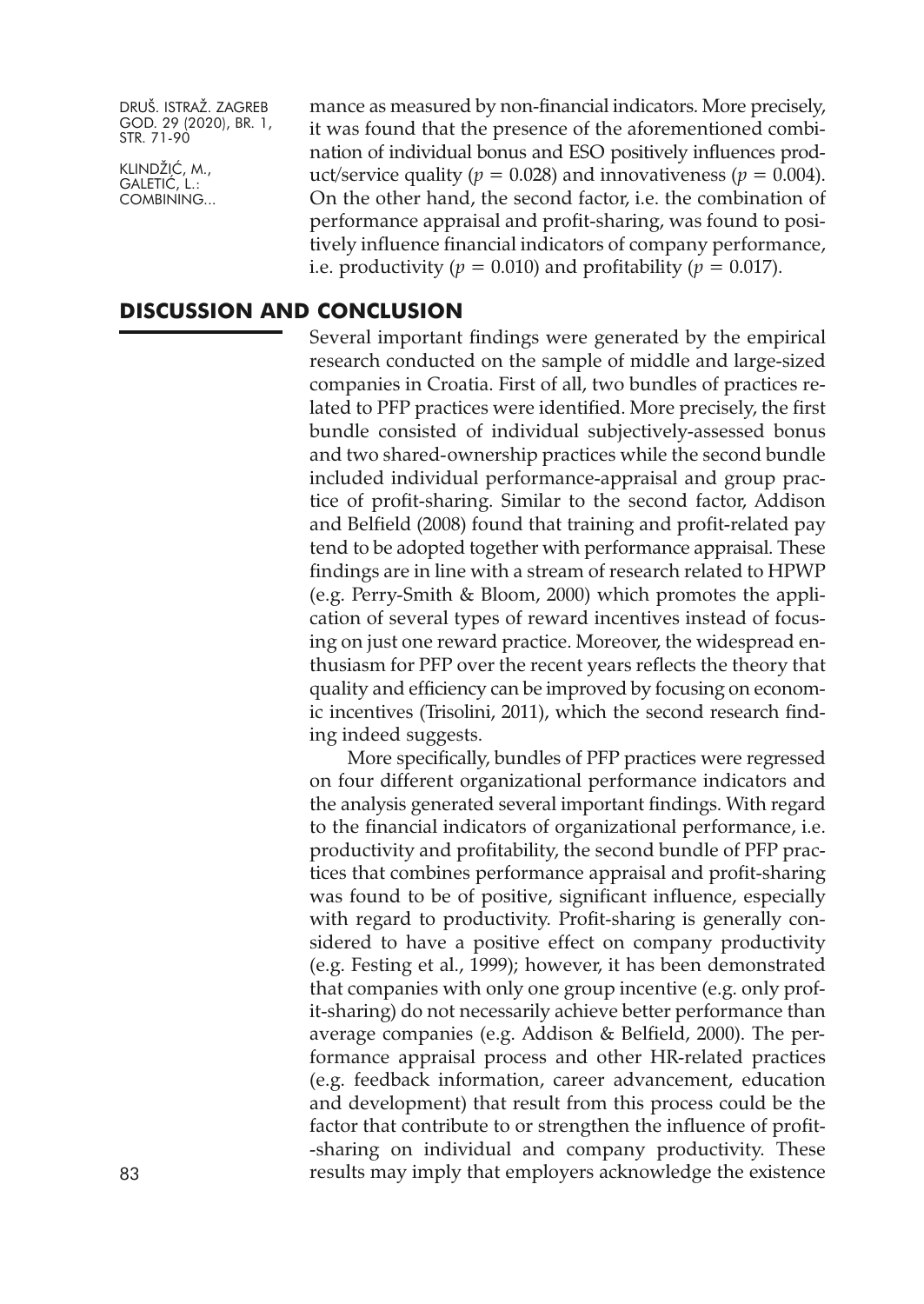mance as measured by non-financial indicators. More precisely, it was found that the presence of the aforementioned combination of individual bonus and ESO positively influences product/service quality ($p = 0.028$) and innovativeness ($p = 0.004$). On the other hand, the second factor, i.e. the combination of performance appraisal and profit-sharing, was found to positively influence financial indicators of company performance, i.e. productivity ($p = 0.010$) and profitability ($p = 0.017$).

## DISCUSSION AND CONCLUSION

Several important findings were generated by the empirical research conducted on the sample of middle and large-sized companies in Croatia. First of all, two bundles of practices related to PFP practices were identified. More precisely, the first bundle consisted of individual subjectively-assessed bonus and two shared-ownership practices while the second bundle included individual performance-appraisal and group practice of profit-sharing. Similar to the second factor, Addison and Belfield (2008) found that training and profit-related pay tend to be adopted together with performance appraisal. These findings are in line with a stream of research related to HPWP (e.g. Perry-Smith & Bloom, 2000) which promotes the application of several types of reward incentives instead of focusing on just one reward practice. Moreover, the widespread enthusiasm for PFP over the recent years reflects the theory that quality and efficiency can be improved by focusing on economic incentives (Trisolini, 2011), which the second research finding indeed suggests.

More specifically, bundles of PFP practices were regressed on four different organizational performance indicators and the analysis generated several important findings. With regard to the financial indicators of organizational performance, i.e. productivity and profitability, the second bundle of PFP practices that combines performance appraisal and profit-sharing was found to be of positive, significant influence, especially with regard to productivity. Profit-sharing is generally considered to have a positive effect on company productivity (e.g. Festing et al., 1999); however, it has been demonstrated that companies with only one group incentive (e.g. only profit-sharing) do not necessarily achieve better performance than average companies (e.g. Addison & Belfield, 2000). The performance appraisal process and other HR-related practices (e.g. feedback information, career advancement, education and development) that result from this process could be the factor that contribute to or strengthen the influence of profit-sharing on individual and company productivity. These results may imply that employers acknowledge the existence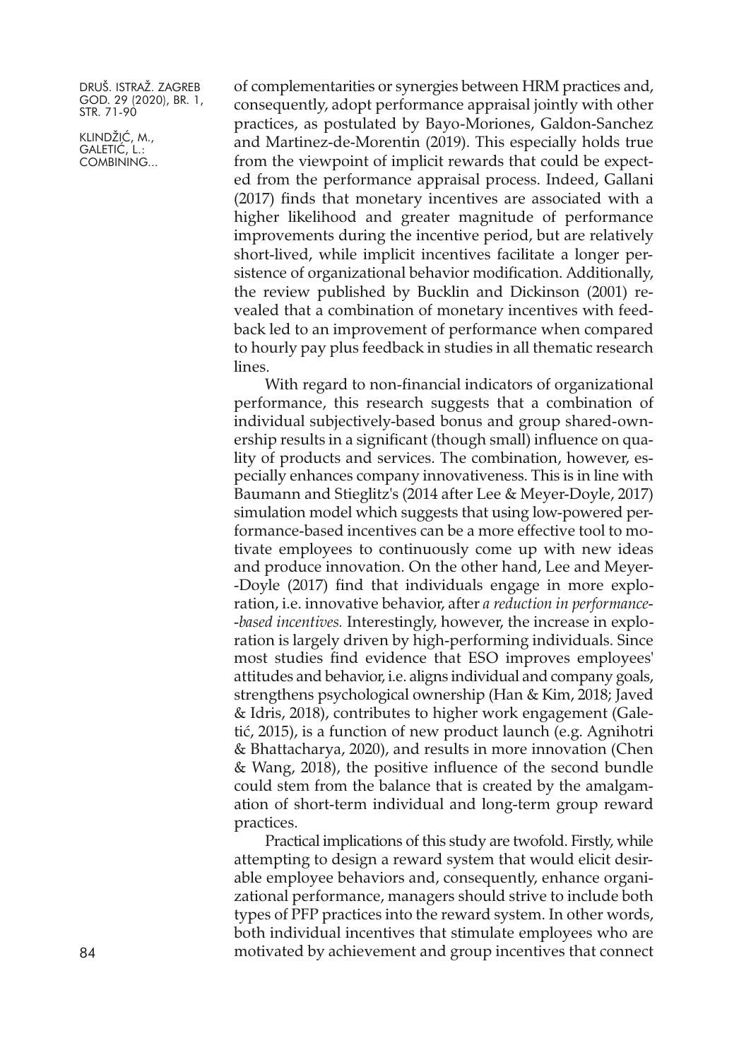of complementarities or synergies between HRM practices and, consequently, adopt performance appraisal jointly with other practices, as postulated by Bayo-Moriones, Galdon-Sanchez and Martinez-de-Morentin (2019). This especially holds true from the viewpoint of implicit rewards that could be expected from the performance appraisal process. Indeed, Gallani (2017) finds that monetary incentives are associated with a higher likelihood and greater magnitude of performance improvements during the incentive period, but are relatively short-lived, while implicit incentives facilitate a longer persistence of organizational behavior modification. Additionally, the review published by Bucklin and Dickinson (2001) revealed that a combination of monetary incentives with feedback led to an improvement of performance when compared to hourly pay plus feedback in studies in all thematic research lines.

With regard to non-financial indicators of organizational performance, this research suggests that a combination of individual subjectively-based bonus and group shared-ownership results in a significant (though small) influence on quality of products and services. The combination, however, especially enhances company innovativeness. This is in line with Baumann and Stieglitz's (2014 after Lee & Meyer-Doyle, 2017) simulation model which suggests that using low-powered performance-based incentives can be a more effective tool to motivate employees to continuously come up with new ideas and produce innovation. On the other hand, Lee and Meyer-Doyle (2017) find that individuals engage in more exploration, i.e. innovative behavior, after *a reduction in performance-based incentives.* Interestingly, however, the increase in exploration is largely driven by high-performing individuals. Since most studies find evidence that ESO improves employees' attitudes and behavior, i.e. aligns individual and company goals, strengthens psychological ownership (Han & Kim, 2018; Javed & Idris, 2018), contributes to higher work engagement (Galetić, 2015), is a function of new product launch (e.g. Agnihotri & Bhattacharya, 2020), and results in more innovation (Chen & Wang, 2018), the positive influence of the second bundle could stem from the balance that is created by the amalgamation of short-term individual and long-term group reward practices.

Practical implications of this study are twofold. Firstly, while attempting to design a reward system that would elicit desirable employee behaviors and, consequently, enhance organizational performance, managers should strive to include both types of PFP practices into the reward system. In other words, both individual incentives that stimulate employees who are motivated by achievement and group incentives that connect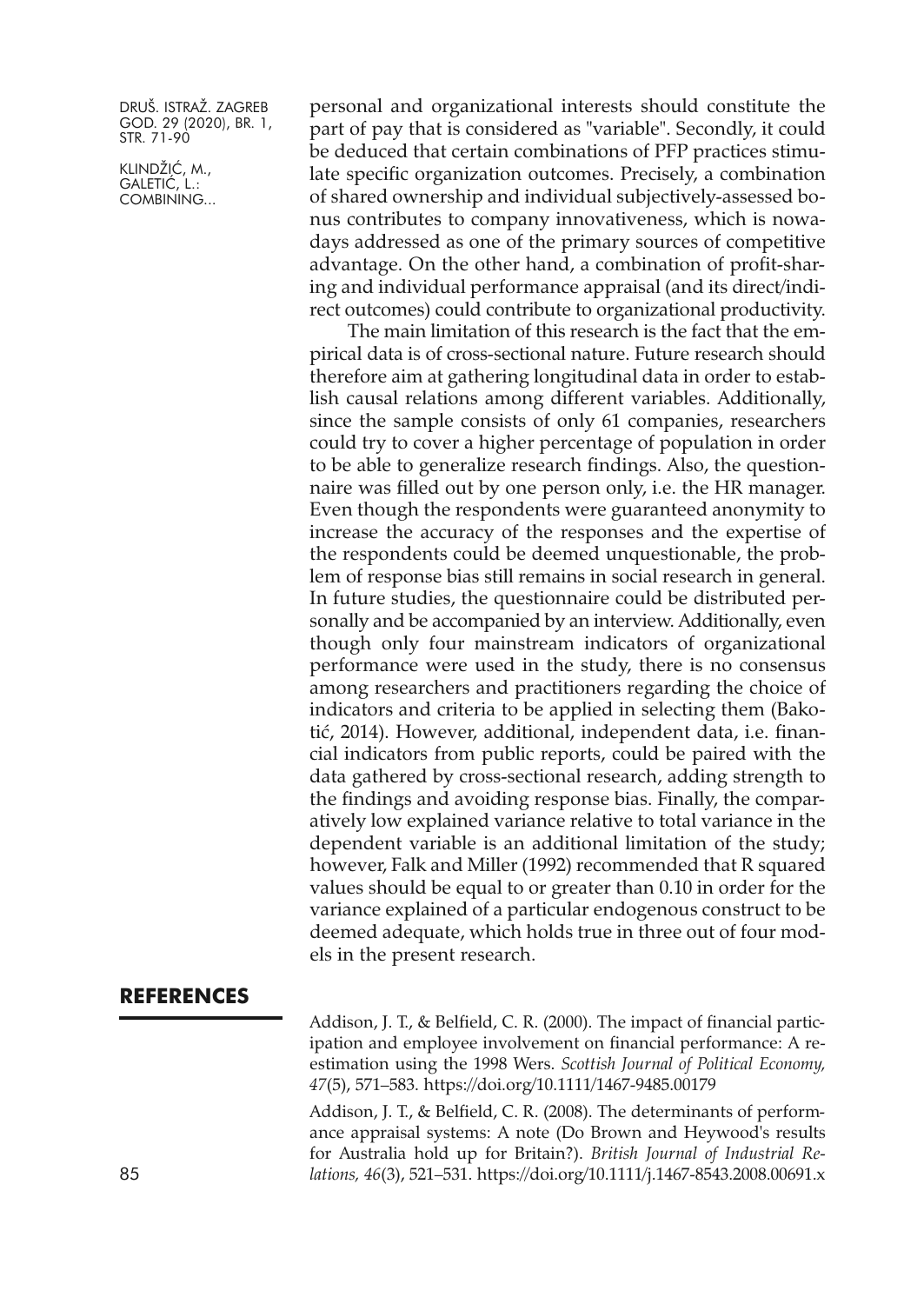personal and organizational interests should constitute the part of pay that is considered as "variable". Secondly, it could be deduced that certain combinations of PFP practices stimulate specific organization outcomes. Precisely, a combination of shared ownership and individual subjectively-assessed bonus contributes to company innovativeness, which is nowadays addressed as one of the primary sources of competitive advantage. On the other hand, a combination of profit-sharing and individual performance appraisal (and its direct/indirect outcomes) could contribute to organizational productivity.

The main limitation of this research is the fact that the empirical data is of cross-sectional nature. Future research should therefore aim at gathering longitudinal data in order to establish causal relations among different variables. Additionally, since the sample consists of only 61 companies, researchers could try to cover a higher percentage of population in order to be able to generalize research findings. Also, the questionnaire was filled out by one person only, i.e. the HR manager. Even though the respondents were guaranteed anonymity to increase the accuracy of the responses and the expertise of the respondents could be deemed unquestionable, the problem of response bias still remains in social research in general. In future studies, the questionnaire could be distributed personally and be accompanied by an interview. Additionally, even though only four mainstream indicators of organizational performance were used in the study, there is no consensus among researchers and practitioners regarding the choice of indicators and criteria to be applied in selecting them (Bakotić, 2014). However, additional, independent data, i.e. financial indicators from public reports, could be paired with the data gathered by cross-sectional research, adding strength to the findings and avoiding response bias. Finally, the comparatively low explained variance relative to total variance in the dependent variable is an additional limitation of the study; however, Falk and Miller (1992) recommended that R squared values should be equal to or greater than 0.10 in order for the variance explained of a particular endogenous construct to be deemed adequate, which holds true in three out of four models in the present research.

## REFERENCES

Addison, J. T., & Belfield, C. R. (2000). The impact of financial participation and employee involvement on financial performance: A re-estimation using the 1998 Wers. *Scottish Journal of Political Economy, 47*(5), 571–583. https://doi.org/10.1111/1467-9485.00179

Addison, J. T., & Belfield, C. R. (2008). The determinants of performance appraisal systems: A note (Do Brown and Heywood's results for Australia hold up for Britain?). *British Journal of Industrial Relations, 46*(3), 521–531. https://doi.org/10.1111/j.1467-8543.2008.00691.x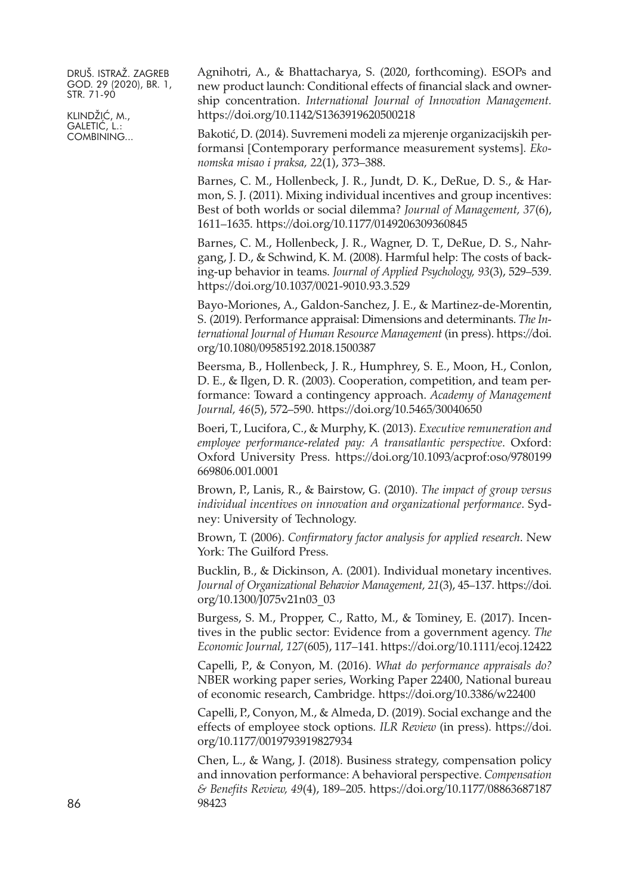Agnihotri, A., & Bhattacharya, S. (2020, forthcoming). ESOPs and new product launch: Conditional effects of financial slack and ownership concentration. *International Journal of Innovation Management.* https://doi.org/10.1142/S1363919620500218

Bakotić, D. (2014). Suvremeni modeli za mjerenje organizacijskih performansi [Contemporary performance measurement systems]. *Ekonomska misao i praksa, 22*(1), 373–388.

Barnes, C. M., Hollenbeck, J. R., Jundt, D. K., DeRue, D. S., & Harmon, S. J. (2011). Mixing individual incentives and group incentives: Best of both worlds or social dilemma? *Journal of Management, 37*(6), 1611–1635. https://doi.org/10.1177/0149206309360845

Barnes, C. M., Hollenbeck, J. R., Wagner, D. T., DeRue, D. S., Nahrgang, J. D., & Schwind, K. M. (2008). Harmful help: The costs of backing-up behavior in teams. *Journal of Applied Psychology, 93*(3), 529–539. https://doi.org/10.1037/0021-9010.93.3.529

Bayo-Moriones, A., Galdon-Sanchez, J. E., & Martinez-de-Morentin, S. (2019). Performance appraisal: Dimensions and determinants. *The International Journal of Human Resource Management* (in press). https://doi.org/10.1080/09585192.2018.1500387

Beersma, B., Hollenbeck, J. R., Humphrey, S. E., Moon, H., Conlon, D. E., & Ilgen, D. R. (2003). Cooperation, competition, and team performance: Toward a contingency approach. *Academy of Management Journal, 46*(5), 572–590. https://doi.org/10.5465/30040650

Boeri, T., Lucifora, C., & Murphy, K. (2013). *Executive remuneration and employee performance-related pay: A transatlantic perspective*. Oxford: Oxford University Press. https://doi.org/10.1093/acprof:oso/9780199669806.001.0001

Brown, P., Lanis, R., & Bairstow, G. (2010). *The impact of group versus individual incentives on innovation and organizational performance*. Sydney: University of Technology.

Brown, T. (2006). *Confirmatory factor analysis for applied research*. New York: The Guilford Press.

Bucklin, B., & Dickinson, A. (2001). Individual monetary incentives. *Journal of Organizational Behavior Management, 21*(3), 45–137. https://doi.org/10.1300/J075v21n03_03

Burgess, S. M., Propper, C., Ratto, M., & Tominey, E. (2017). Incentives in the public sector: Evidence from a government agency. *The Economic Journal, 127*(605), 117–141. https://doi.org/10.1111/ecoj.12422

Capelli, P., & Conyon, M. (2016). *What do performance appraisals do?* NBER working paper series, Working Paper 22400, National bureau of economic research, Cambridge. https://doi.org/10.3386/w22400

Capelli, P., Conyon, M., & Almeda, D. (2019). Social exchange and the effects of employee stock options. *ILR Review* (in press). https://doi.org/10.1177/0019793919827934

Chen, L., & Wang, J. (2018). Business strategy, compensation policy and innovation performance: A behavioral perspective. *Compensation & Benefits Review, 49*(4), 189–205. https://doi.org/10.1177/0886368718798423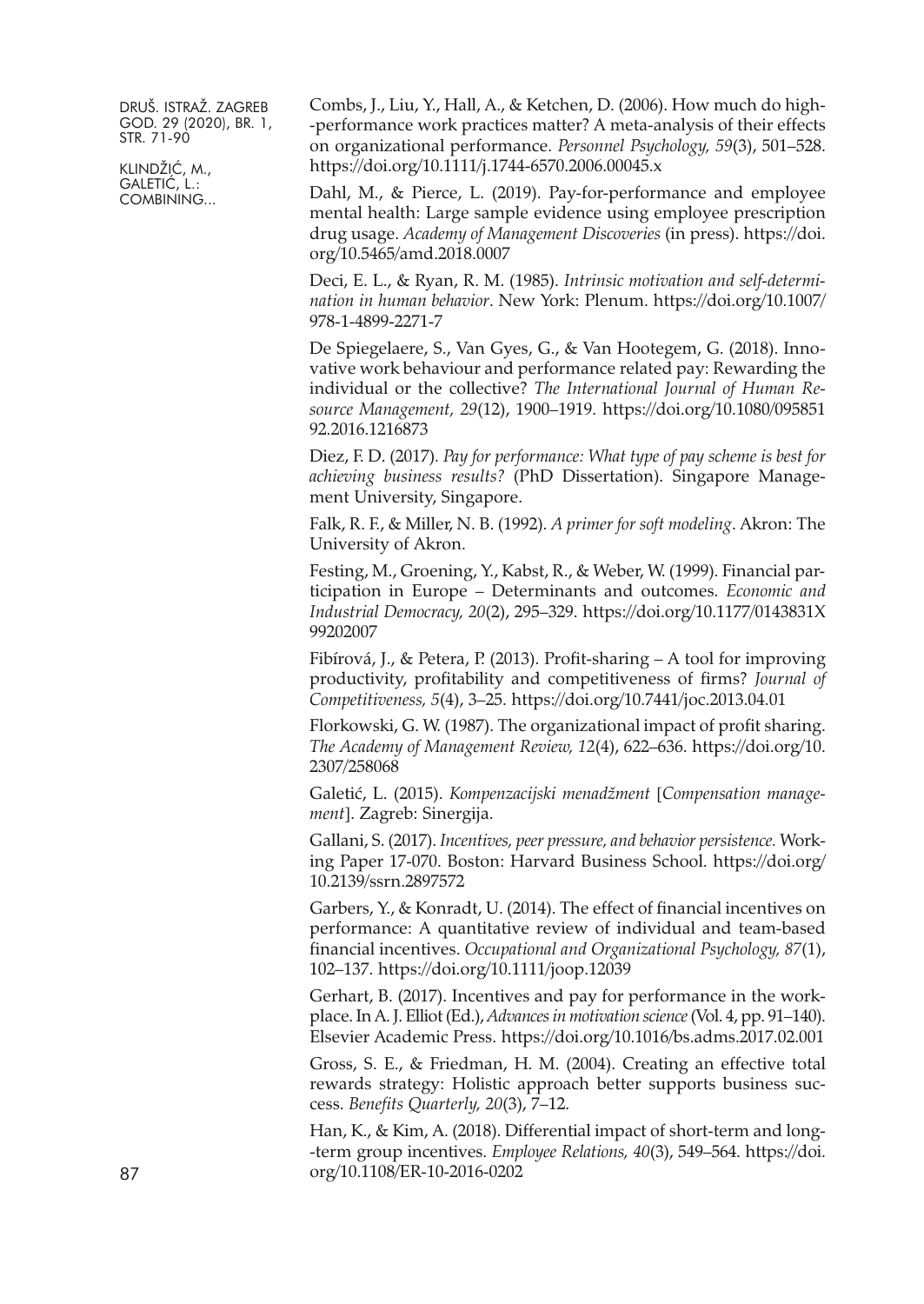Combs, J., Liu, Y., Hall, A., & Ketchen, D. (2006). How much do high-performance work practices matter? A meta-analysis of their effects on organizational performance. *Personnel Psychology, 59*(3), 501–528. https://doi.org/10.1111/j.1744-6570.2006.00045.x

Dahl, M., & Pierce, L. (2019). Pay-for-performance and employee mental health: Large sample evidence using employee prescription drug usage. *Academy of Management Discoveries* (in press). https://doi.org/10.5465/amd.2018.0007

Deci, E. L., & Ryan, R. M. (1985). *Intrinsic motivation and self-determination in human behavior*. New York: Plenum. https://doi.org/10.1007/978-1-4899-2271-7

De Spiegelaere, S., Van Gyes, G., & Van Hootegem, G. (2018). Innovative work behaviour and performance related pay: Rewarding the individual or the collective? *The International Journal of Human Resource Management, 29*(12), 1900–1919. https://doi.org/10.1080/09585192.2016.1216873

Diez, F. D. (2017). *Pay for performance: What type of pay scheme is best for achieving business results?* (PhD Dissertation). Singapore Management University, Singapore.

Falk, R. F., & Miller, N. B. (1992). *A primer for soft modeling*. Akron: The University of Akron.

Festing, M., Groening, Y., Kabst, R., & Weber, W. (1999). Financial participation in Europe – Determinants and outcomes. *Economic and Industrial Democracy, 20*(2), 295–329. https://doi.org/10.1177/0143831X99202007

Fibírová, J., & Petera, P. (2013). Profit-sharing – A tool for improving productivity, profitability and competitiveness of firms? *Journal of Competitiveness, 5*(4), 3–25. https://doi.org/10.7441/joc.2013.04.01

Florkowski, G. W. (1987). The organizational impact of profit sharing. *The Academy of Management Review, 12*(4), 622–636. https://doi.org/10.2307/258068

Galetić, L. (2015). *Kompenzacijski menadžment* [*Compensation management*]. Zagreb: Sinergija.

Gallani, S. (2017). *Incentives, peer pressure, and behavior persistence.* Working Paper 17-070. Boston: Harvard Business School. https://doi.org/10.2139/ssrn.2897572

Garbers, Y., & Konradt, U. (2014). The effect of financial incentives on performance: A quantitative review of individual and team-based financial incentives. *Occupational and Organizational Psychology, 87*(1), 102–137. https://doi.org/10.1111/joop.12039

Gerhart, B. (2017). Incentives and pay for performance in the workplace. In A. J. Elliot (Ed.), *Advances in motivation science* (Vol. 4, pp. 91–140). Elsevier Academic Press. https://doi.org/10.1016/bs.adms.2017.02.001

Gross, S. E., & Friedman, H. M. (2004). Creating an effective total rewards strategy: Holistic approach better supports business success. *Benefits Quarterly, 20*(3), 7–12.

Han, K., & Kim, A. (2018). Differential impact of short-term and long-term group incentives. *Employee Relations, 40*(3), 549–564. https://doi.org/10.1108/ER-10-2016-0202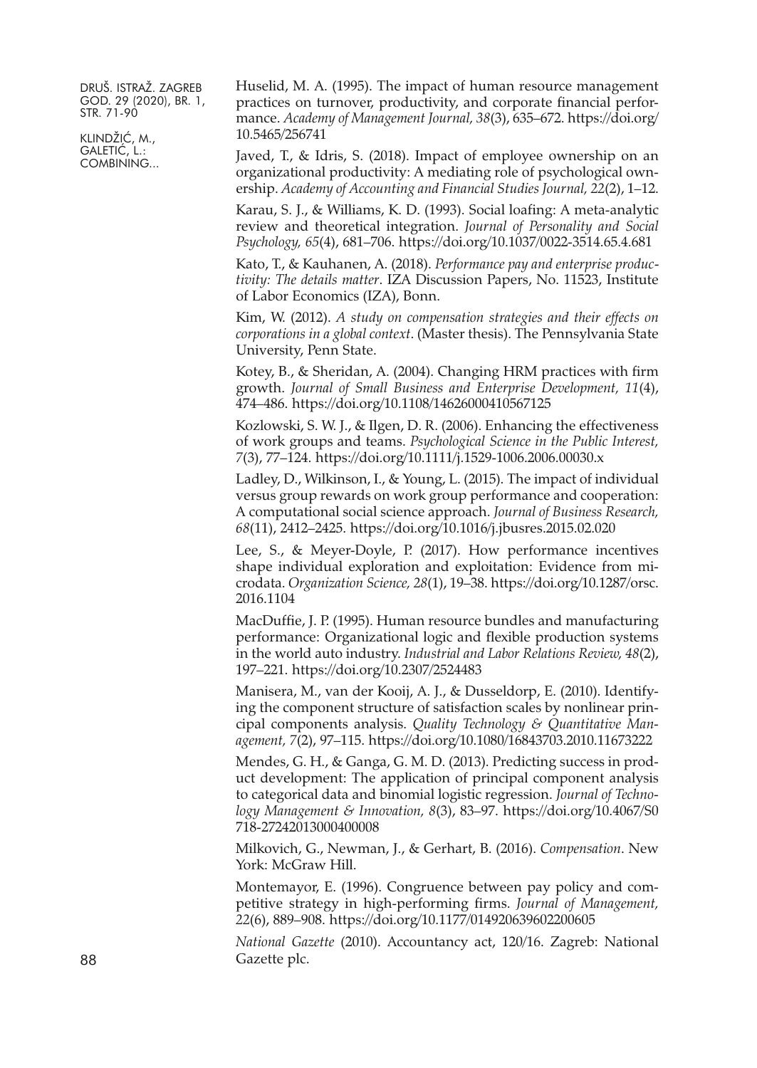Huselid, M. A. (1995). The impact of human resource management practices on turnover, productivity, and corporate financial performance. *Academy of Management Journal, 38*(3), 635–672. https://doi.org/10.5465/256741

Javed, T., & Idris, S. (2018). Impact of employee ownership on an organizational productivity: A mediating role of psychological ownership. *Academy of Accounting and Financial Studies Journal, 22*(2), 1–12.

Karau, S. J., & Williams, K. D. (1993). Social loafing: A meta-analytic review and theoretical integration. *Journal of Personality and Social Psychology, 65*(4), 681–706. https://doi.org/10.1037/0022-3514.65.4.681

Kato, T., & Kauhanen, A. (2018). *Performance pay and enterprise productivity: The details matter*. IZA Discussion Papers, No. 11523, Institute of Labor Economics (IZA), Bonn.

Kim, W. (2012). *A study on compensation strategies and their effects on corporations in a global context*. (Master thesis). The Pennsylvania State University, Penn State.

Kotey, B., & Sheridan, A. (2004). Changing HRM practices with firm growth. *Journal of Small Business and Enterprise Development, 11*(4), 474–486. https://doi.org/10.1108/14626000410567125

Kozlowski, S. W. J., & Ilgen, D. R. (2006). Enhancing the effectiveness of work groups and teams. *Psychological Science in the Public Interest, 7*(3), 77–124. https://doi.org/10.1111/j.1529-1006.2006.00030.x

Ladley, D., Wilkinson, I., & Young, L. (2015). The impact of individual versus group rewards on work group performance and cooperation: A computational social science approach. *Journal of Business Research, 68*(11), 2412–2425. https://doi.org/10.1016/j.jbusres.2015.02.020

Lee, S., & Meyer-Doyle, P. (2017). How performance incentives shape individual exploration and exploitation: Evidence from microdata. *Organization Science, 28*(1), 19–38. https://doi.org/10.1287/orsc.2016.1104

MacDuffie, J. P. (1995). Human resource bundles and manufacturing performance: Organizational logic and flexible production systems in the world auto industry. *Industrial and Labor Relations Review, 48*(2), 197–221. https://doi.org/10.2307/2524483

Manisera, M., van der Kooij, A. J., & Dusseldorp, E. (2010). Identifying the component structure of satisfaction scales by nonlinear principal components analysis. *Quality Technology & Quantitative Management, 7*(2), 97–115. https://doi.org/10.1080/16843703.2010.11673222

Mendes, G. H., & Ganga, G. M. D. (2013). Predicting success in product development: The application of principal component analysis to categorical data and binomial logistic regression. *Journal of Technology Management & Innovation, 8*(3), 83–97. https://doi.org/10.4067/S0718-27242013000400008

Milkovich, G., Newman, J., & Gerhart, B. (2016). *Compensation*. New York: McGraw Hill.

Montemayor, E. (1996). Congruence between pay policy and competitive strategy in high-performing firms. *Journal of Management, 22*(6), 889–908. https://doi.org/10.1177/014920639602200605

*National Gazette* (2010). Accountancy act, 120/16. Zagreb: National Gazette plc.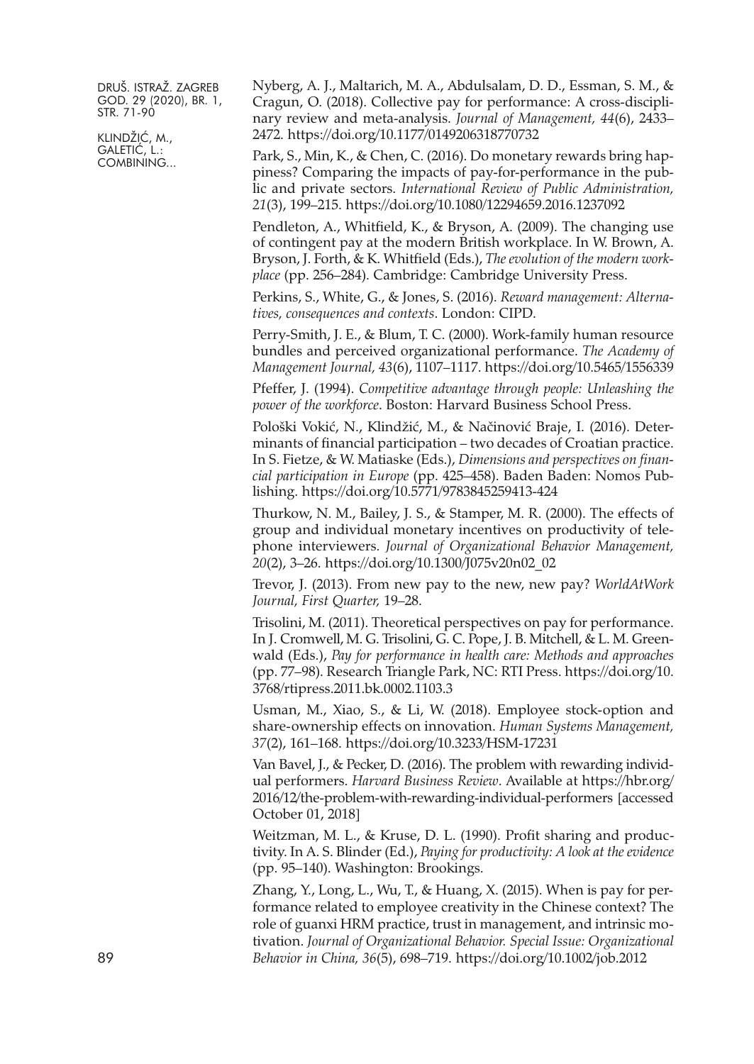Nyberg, A. J., Maltarich, M. A., Abdulsalam, D. D., Essman, S. M., & Cragun, O. (2018). Collective pay for performance: A cross-disciplinary review and meta-analysis. *Journal of Management, 44*(6), 2433–2472. https://doi.org/10.1177/0149206318770732

Park, S., Min, K., & Chen, C. (2016). Do monetary rewards bring happiness? Comparing the impacts of pay-for-performance in the public and private sectors. *International Review of Public Administration, 21*(3), 199–215. https://doi.org/10.1080/12294659.2016.1237092

Pendleton, A., Whitfield, K., & Bryson, A. (2009). The changing use of contingent pay at the modern British workplace. In W. Brown, A. Bryson, J. Forth, & K. Whitfield (Eds.), *The evolution of the modern workplace* (pp. 256–284). Cambridge: Cambridge University Press.

Perkins, S., White, G., & Jones, S. (2016). *Reward management: Alternatives, consequences and contexts*. London: CIPD.

Perry-Smith, J. E., & Blum, T. C. (2000). Work-family human resource bundles and perceived organizational performance. *The Academy of Management Journal, 43*(6), 1107–1117. https://doi.org/10.5465/1556339

Pfeffer, J. (1994). *Competitive advantage through people: Unleashing the power of the workforce*. Boston: Harvard Business School Press.

Pološki Vokić, N., Klindžić, M., & Načinović Braje, I. (2016). Determinants of financial participation – two decades of Croatian practice. In S. Fietze, & W. Matiaske (Eds.), *Dimensions and perspectives on financial participation in Europe* (pp. 425–458). Baden Baden: Nomos Publishing. https://doi.org/10.5771/9783845259413-424

Thurkow, N. M., Bailey, J. S., & Stamper, M. R. (2000). The effects of group and individual monetary incentives on productivity of telephone interviewers. *Journal of Organizational Behavior Management, 20*(2), 3–26. https://doi.org/10.1300/J075v20n02_02

Trevor, J. (2013). From new pay to the new, new pay? *WorldAtWork Journal, First Quarter,* 19–28.

Trisolini, M. (2011). Theoretical perspectives on pay for performance. In J. Cromwell, M. G. Trisolini, G. C. Pope, J. B. Mitchell, & L. M. Greenwald (Eds.), *Pay for performance in health care: Methods and approaches* (pp. 77–98). Research Triangle Park, NC: RTI Press. https://doi.org/10.3768/rtipress.2011.bk.0002.1103.3

Usman, M., Xiao, S., & Li, W. (2018). Employee stock-option and share-ownership effects on innovation. *Human Systems Management, 37*(2), 161–168. https://doi.org/10.3233/HSM-17231

Van Bavel, J., & Pecker, D. (2016). The problem with rewarding individual performers. *Harvard Business Review*. Available at https://hbr.org/2016/12/the-problem-with-rewarding-individual-performers [accessed October 01, 2018]

Weitzman, M. L., & Kruse, D. L. (1990). Profit sharing and productivity. In A. S. Blinder (Ed.), *Paying for productivity: A look at the evidence* (pp. 95–140). Washington: Brookings.

Zhang, Y., Long, L., Wu, T., & Huang, X. (2015). When is pay for performance related to employee creativity in the Chinese context? The role of guanxi HRM practice, trust in management, and intrinsic motivation. *Journal of Organizational Behavior. Special Issue: Organizational Behavior in China, 36*(5), 698–719. https://doi.org/10.1002/job.2012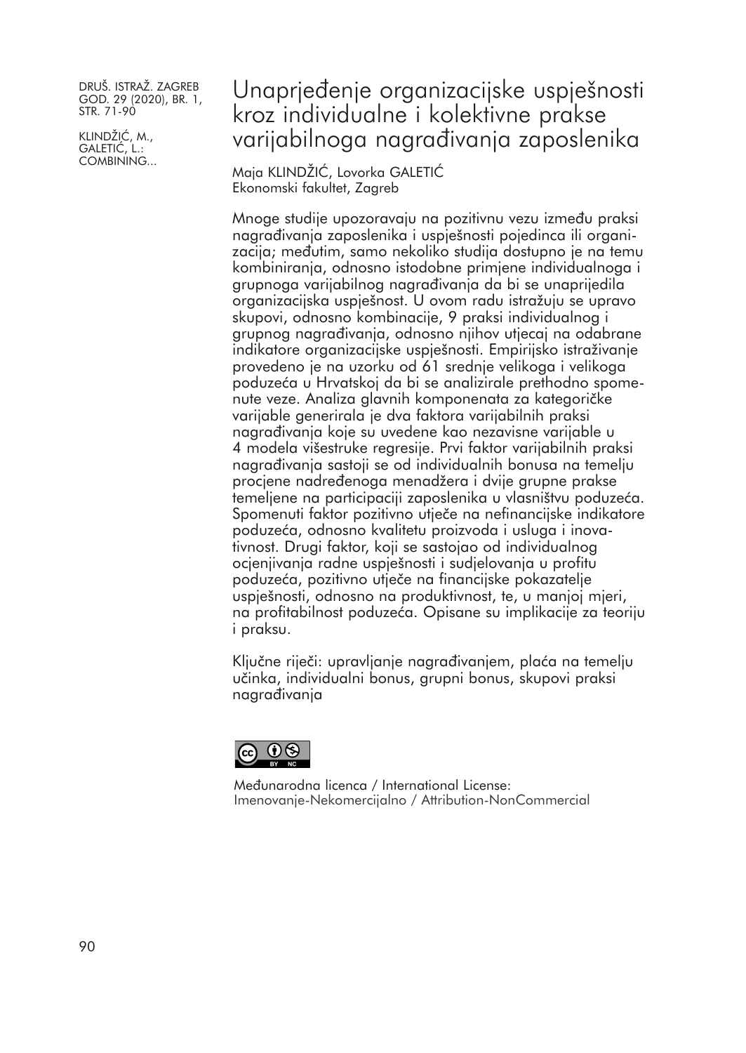# Unaprjeđenje organizacijske uspješnosti kroz individualne i kolektivne prakse varijabilnoga nagrađivanja zaposlenika

Maja KLINDŽIĆ, Lovorka GALETIĆ
Ekonomski fakultet, Zagreb

Mnoge studije upozoravaju na pozitivnu vezu između praksi nagrađivanja zaposlenika i uspješnosti pojedinca ili organizacija; međutim, samo nekoliko studija dostupno je na temu kombiniranja, odnosno istodobne primjene individualnoga i grupnoga varijabilnog nagrađivanja da bi se unaprijedila organizacijska uspješnost. U ovom radu istražuju se upravo skupovi, odnosno kombinacije, 9 praksi individualnog i grupnog nagrađivanja, odnosno njihov utjecaj na odabrane indikatore organizacijske uspješnosti. Empirijsko istraživanje provedeno je na uzorku od 61 srednje velikoga i velikoga poduzeća u Hrvatskoj da bi se analizirale prethodno spomenute veze. Analiza glavnih komponenata za kategoričke varijable generirala je dva faktora varijabilnih praksi nagrađivanja koje su uvedene kao nezavisne varijable u 4 modela višestruke regresije. Prvi faktor varijabilnih praksi nagrađivanja sastoji se od individualnih bonusa na temelju procjene nadređenoga menadžera i dvije grupne prakse temeljene na participaciji zaposlenika u vlasništvu poduzeća. Spomenuti faktor pozitivno utječe na nefinancijske indikatore poduzeća, odnosno kvalitetu proizvoda i usluga i inovativnost. Drugi faktor, koji se sastojao od individualnog ocjenjivanja radne uspješnosti i sudjelovanja u profitu poduzeća, pozitivno utječe na financijske pokazatelje uspješnosti, odnosno na produktivnost, te, u manjoj mjeri, na profitabilnost poduzeća. Opisane su implikacije za teoriju i praksu.

Ključne riječi: upravljanje nagrađivanjem, plaća na temelju učinka, individualni bonus, grupni bonus, skupovi praksi nagrađivanja

Međunarodna licenca / International License:
Imenovanje-Nekomercijalno / Attribution-NonCommercial